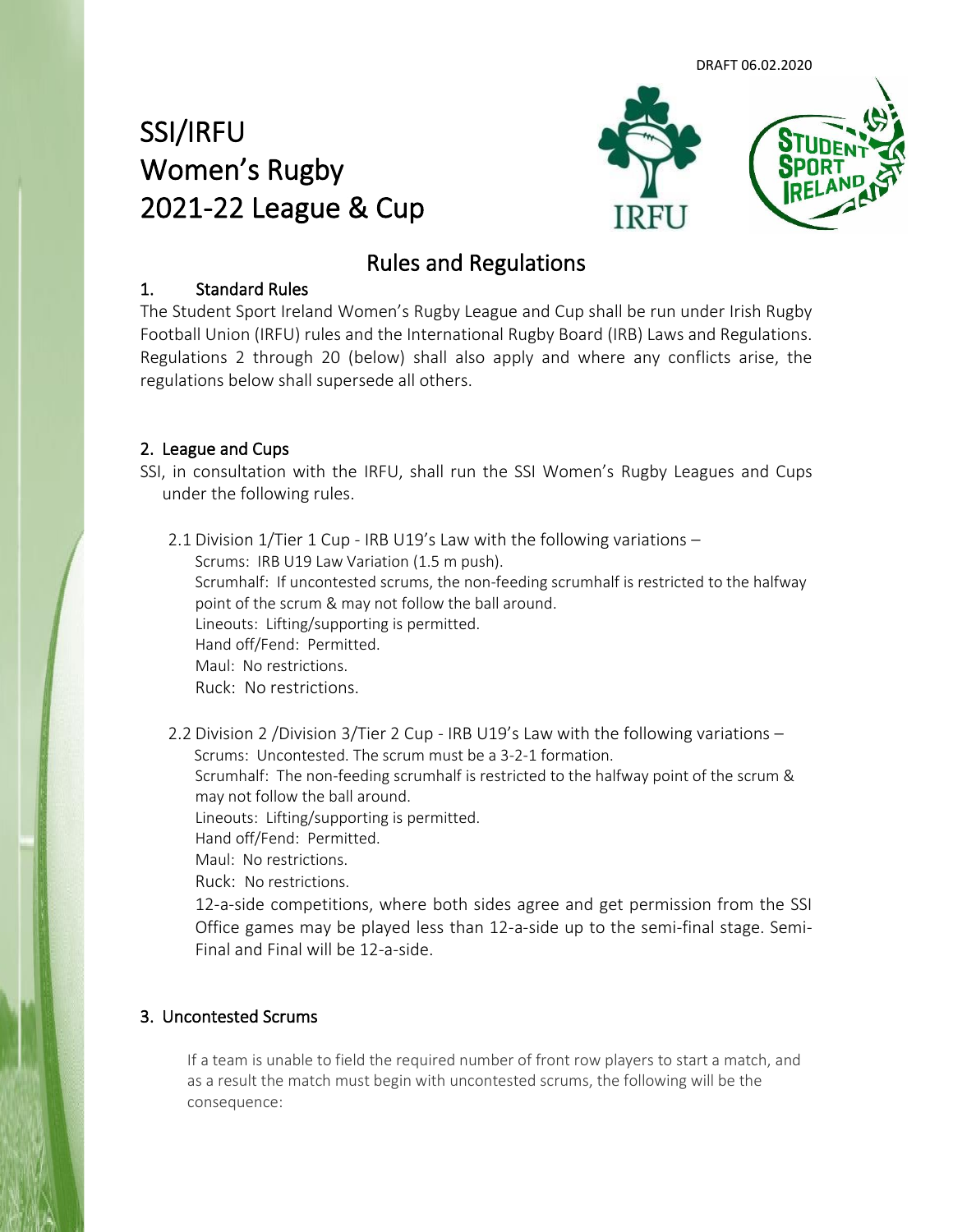DRAFT 06.02.2020

# SSI/IRFU Women's Rugby 2021-22 League & Cup

## Rules and Regulations

### 1. Standard Rules

The Student Sport Ireland Women's Rugby League and Cup shall be run under Irish Rugby Football Union (IRFU) rules and the International Rugby Board (IRB) Laws and Regulations. Regulations 2 through 20 (below) shall also apply and where any conflicts arise, the regulations below shall supersede all others.

### 2. League and Cups

SSI, in consultation with the IRFU, shall run the SSI Women's Rugby Leagues and Cups under the following rules.

2.1 Division 1/Tier 1 Cup - IRB U19's Law with the following variations –

Scrums: IRB U19 Law Variation (1.5 m push).
Scrumhalf: If uncontested scrums, the non-feeding scrumhalf is restricted to the halfway point of the scrum & may not follow the ball around.
Lineouts: Lifting/supporting is permitted.
Hand off/Fend: Permitted.
Maul: No restrictions.
Ruck: No restrictions.

2.2 Division 2 /Division 3/Tier 2 Cup - IRB U19's Law with the following variations –

Scrums: Uncontested. The scrum must be a 3-2-1 formation.
Scrumhalf: The non-feeding scrumhalf is restricted to the halfway point of the scrum & may not follow the ball around.
Lineouts: Lifting/supporting is permitted.
Hand off/Fend: Permitted.
Maul: No restrictions.
Ruck: No restrictions.

12-a-side competitions, where both sides agree and get permission from the SSI Office games may be played less than 12-a-side up to the semi-final stage. Semi-Final and Final will be 12-a-side.

### 3. Uncontested Scrums

If a team is unable to field the required number of front row players to start a match, and as a result the match must begin with uncontested scrums, the following will be the consequence: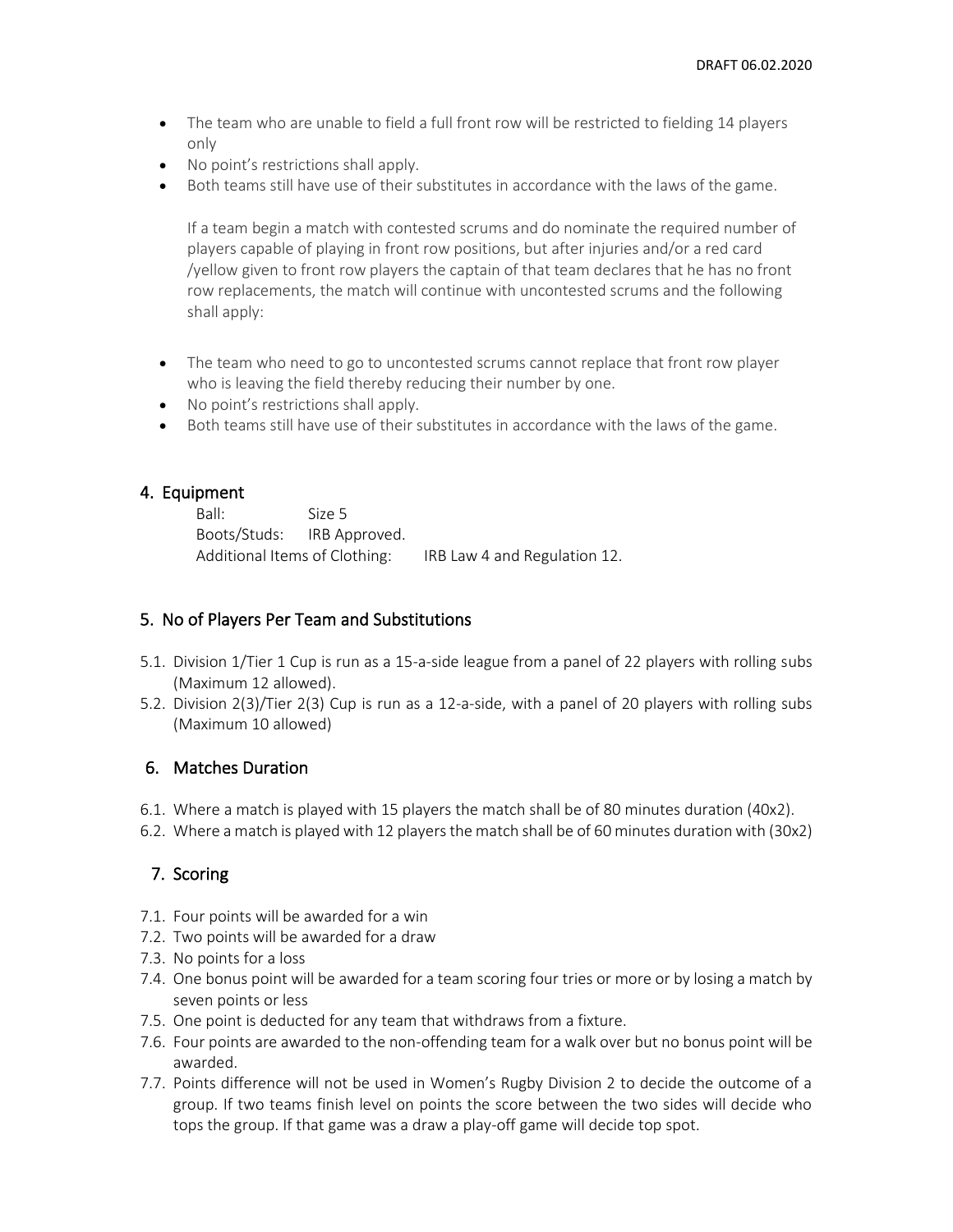- The team who are unable to field a full front row will be restricted to fielding 14 players only
- No point's restrictions shall apply.
- Both teams still have use of their substitutes in accordance with the laws of the game.

  If a team begin a match with contested scrums and do nominate the required number of players capable of playing in front row positions, but after injuries and/or a red card /yellow given to front row players the captain of that team declares that he has no front row replacements, the match will continue with uncontested scrums and the following shall apply:

- The team who need to go to uncontested scrums cannot replace that front row player who is leaving the field thereby reducing their number by one.
- No point's restrictions shall apply.
- Both teams still have use of their substitutes in accordance with the laws of the game.

## 4. Equipment

Ball: Size 5
Boots/Studs: IRB Approved.
Additional Items of Clothing: IRB Law 4 and Regulation 12.

## 5. No of Players Per Team and Substitutions

5.1. Division 1/Tier 1 Cup is run as a 15-a-side league from a panel of 22 players with rolling subs (Maximum 12 allowed).

5.2. Division 2(3)/Tier 2(3) Cup is run as a 12-a-side, with a panel of 20 players with rolling subs (Maximum 10 allowed)

## 6. Matches Duration

6.1. Where a match is played with 15 players the match shall be of 80 minutes duration (40x2).

6.2. Where a match is played with 12 players the match shall be of 60 minutes duration with (30x2)

## 7. Scoring

7.1. Four points will be awarded for a win

7.2. Two points will be awarded for a draw

7.3. No points for a loss

7.4. One bonus point will be awarded for a team scoring four tries or more or by losing a match by seven points or less

7.5. One point is deducted for any team that withdraws from a fixture.

7.6. Four points are awarded to the non-offending team for a walk over but no bonus point will be awarded.

7.7. Points difference will not be used in Women's Rugby Division 2 to decide the outcome of a group. If two teams finish level on points the score between the two sides will decide who tops the group. If that game was a draw a play-off game will decide top spot.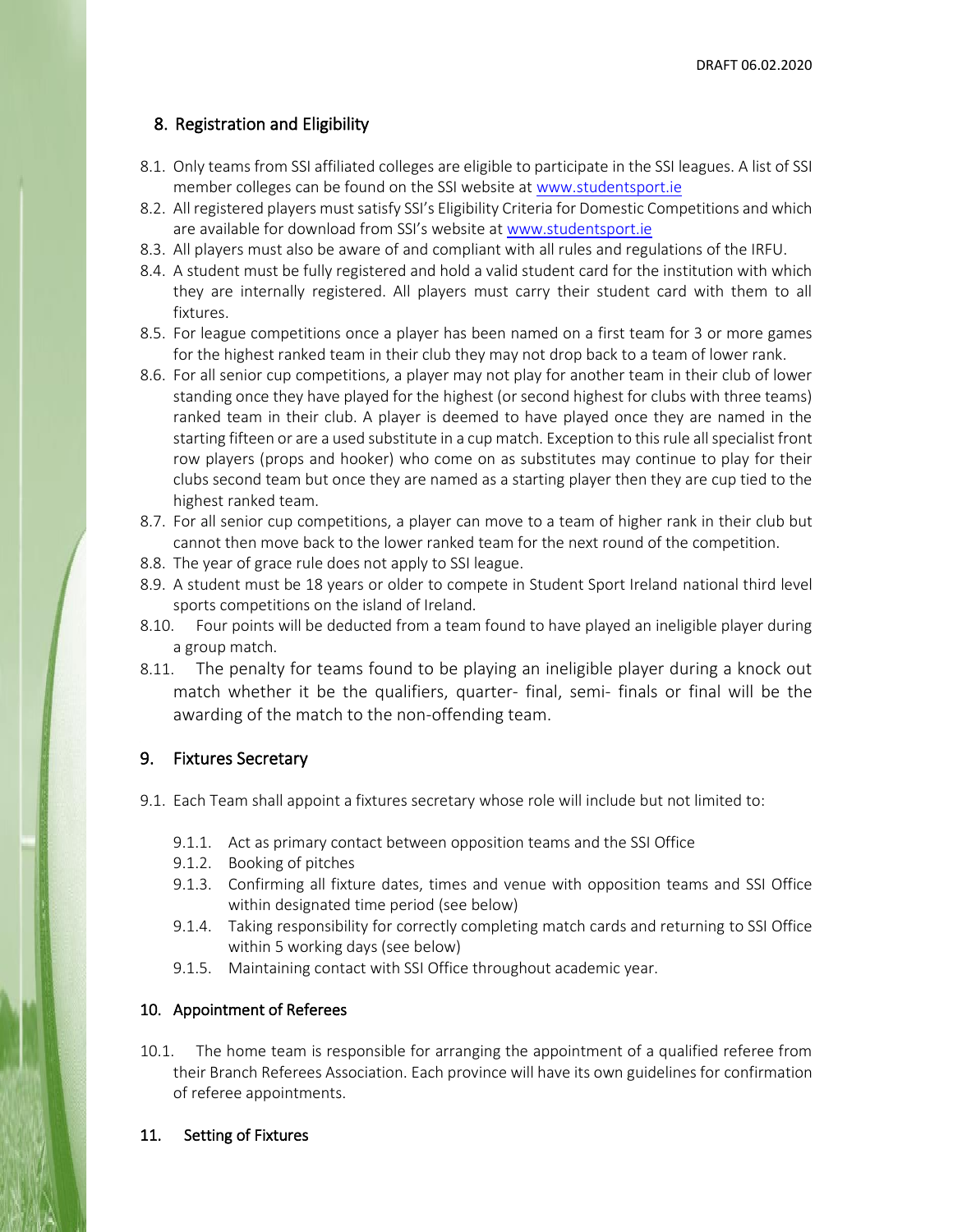## 8. Registration and Eligibility

8.1. Only teams from SSI affiliated colleges are eligible to participate in the SSI leagues. A list of SSI member colleges can be found on the SSI website at www.studentsport.ie

8.2. All registered players must satisfy SSI's Eligibility Criteria for Domestic Competitions and which are available for download from SSI's website at www.studentsport.ie

8.3. All players must also be aware of and compliant with all rules and regulations of the IRFU.

8.4. A student must be fully registered and hold a valid student card for the institution with which they are internally registered. All players must carry their student card with them to all fixtures.

8.5. For league competitions once a player has been named on a first team for 3 or more games for the highest ranked team in their club they may not drop back to a team of lower rank.

8.6. For all senior cup competitions, a player may not play for another team in their club of lower standing once they have played for the highest (or second highest for clubs with three teams) ranked team in their club. A player is deemed to have played once they are named in the starting fifteen or are a used substitute in a cup match. Exception to this rule all specialist front row players (props and hooker) who come on as substitutes may continue to play for their clubs second team but once they are named as a starting player then they are cup tied to the highest ranked team.

8.7. For all senior cup competitions, a player can move to a team of higher rank in their club but cannot then move back to the lower ranked team for the next round of the competition.

8.8. The year of grace rule does not apply to SSI league.

8.9. A student must be 18 years or older to compete in Student Sport Ireland national third level sports competitions on the island of Ireland.

8.10. Four points will be deducted from a team found to have played an ineligible player during a group match.

8.11. The penalty for teams found to be playing an ineligible player during a knock out match whether it be the qualifiers, quarter- final, semi- finals or final will be the awarding of the match to the non-offending team.

## 9. Fixtures Secretary

9.1. Each Team shall appoint a fixtures secretary whose role will include but not limited to:

- 9.1.1. Act as primary contact between opposition teams and the SSI Office
- 9.1.2. Booking of pitches
- 9.1.3. Confirming all fixture dates, times and venue with opposition teams and SSI Office within designated time period (see below)
- 9.1.4. Taking responsibility for correctly completing match cards and returning to SSI Office within 5 working days (see below)
- 9.1.5. Maintaining contact with SSI Office throughout academic year.

## 10. Appointment of Referees

10.1. The home team is responsible for arranging the appointment of a qualified referee from their Branch Referees Association. Each province will have its own guidelines for confirmation of referee appointments.

## 11. Setting of Fixtures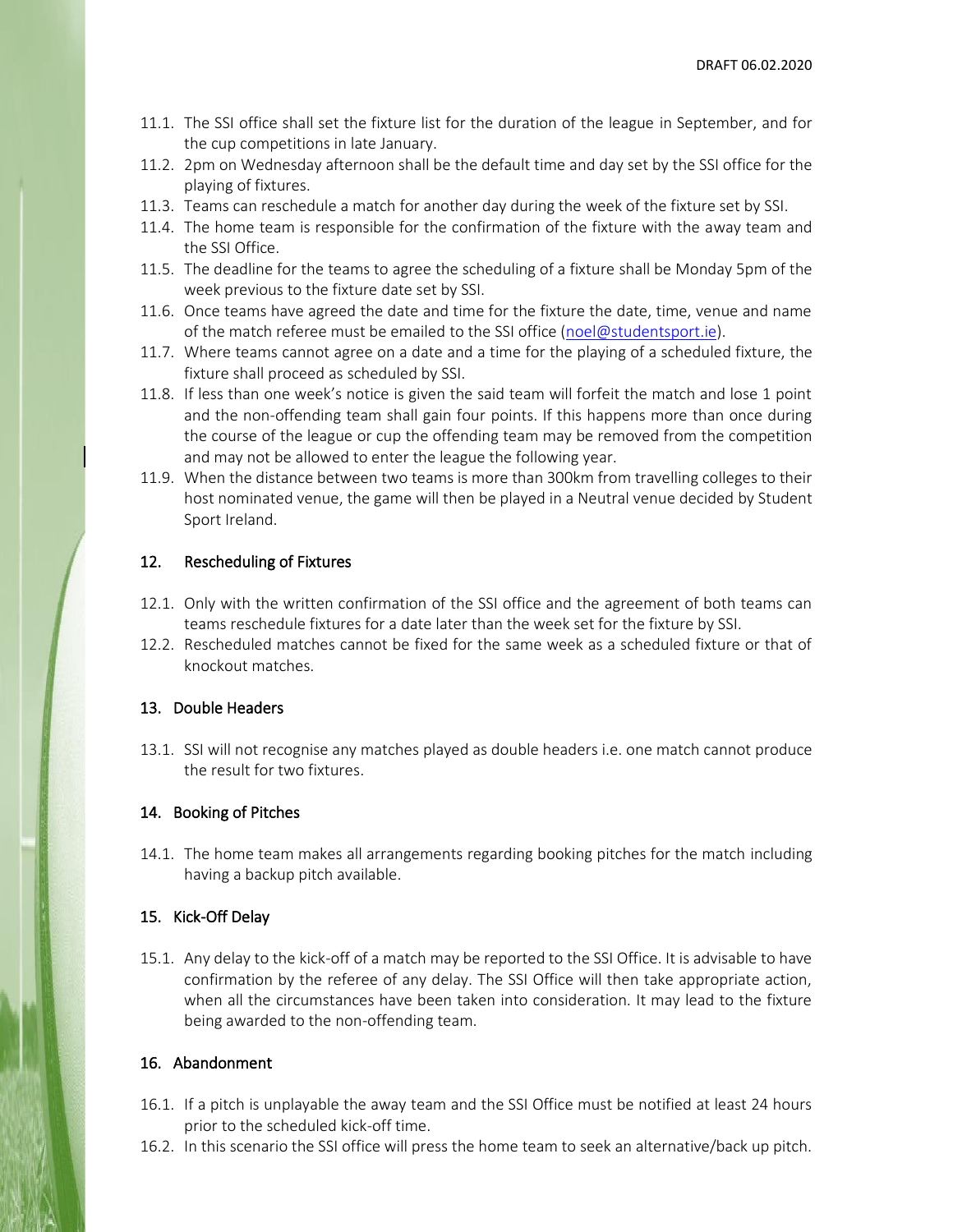11.1. The SSI office shall set the fixture list for the duration of the league in September, and for the cup competitions in late January.

11.2. 2pm on Wednesday afternoon shall be the default time and day set by the SSI office for the playing of fixtures.

11.3. Teams can reschedule a match for another day during the week of the fixture set by SSI.

11.4. The home team is responsible for the confirmation of the fixture with the away team and the SSI Office.

11.5. The deadline for the teams to agree the scheduling of a fixture shall be Monday 5pm of the week previous to the fixture date set by SSI.

11.6. Once teams have agreed the date and time for the fixture the date, time, venue and name of the match referee must be emailed to the SSI office (noel@studentsport.ie).

11.7. Where teams cannot agree on a date and a time for the playing of a scheduled fixture, the fixture shall proceed as scheduled by SSI.

11.8. If less than one week's notice is given the said team will forfeit the match and lose 1 point and the non-offending team shall gain four points. If this happens more than once during the course of the league or cup the offending team may be removed from the competition and may not be allowed to enter the league the following year.

11.9. When the distance between two teams is more than 300km from travelling colleges to their host nominated venue, the game will then be played in a Neutral venue decided by Student Sport Ireland.

## 12. Rescheduling of Fixtures

12.1. Only with the written confirmation of the SSI office and the agreement of both teams can teams reschedule fixtures for a date later than the week set for the fixture by SSI.

12.2. Rescheduled matches cannot be fixed for the same week as a scheduled fixture or that of knockout matches.

## 13. Double Headers

13.1. SSI will not recognise any matches played as double headers i.e. one match cannot produce the result for two fixtures.

## 14. Booking of Pitches

14.1. The home team makes all arrangements regarding booking pitches for the match including having a backup pitch available.

## 15. Kick-Off Delay

15.1. Any delay to the kick-off of a match may be reported to the SSI Office. It is advisable to have confirmation by the referee of any delay. The SSI Office will then take appropriate action, when all the circumstances have been taken into consideration. It may lead to the fixture being awarded to the non-offending team.

## 16. Abandonment

16.1. If a pitch is unplayable the away team and the SSI Office must be notified at least 24 hours prior to the scheduled kick-off time.

16.2. In this scenario the SSI office will press the home team to seek an alternative/back up pitch.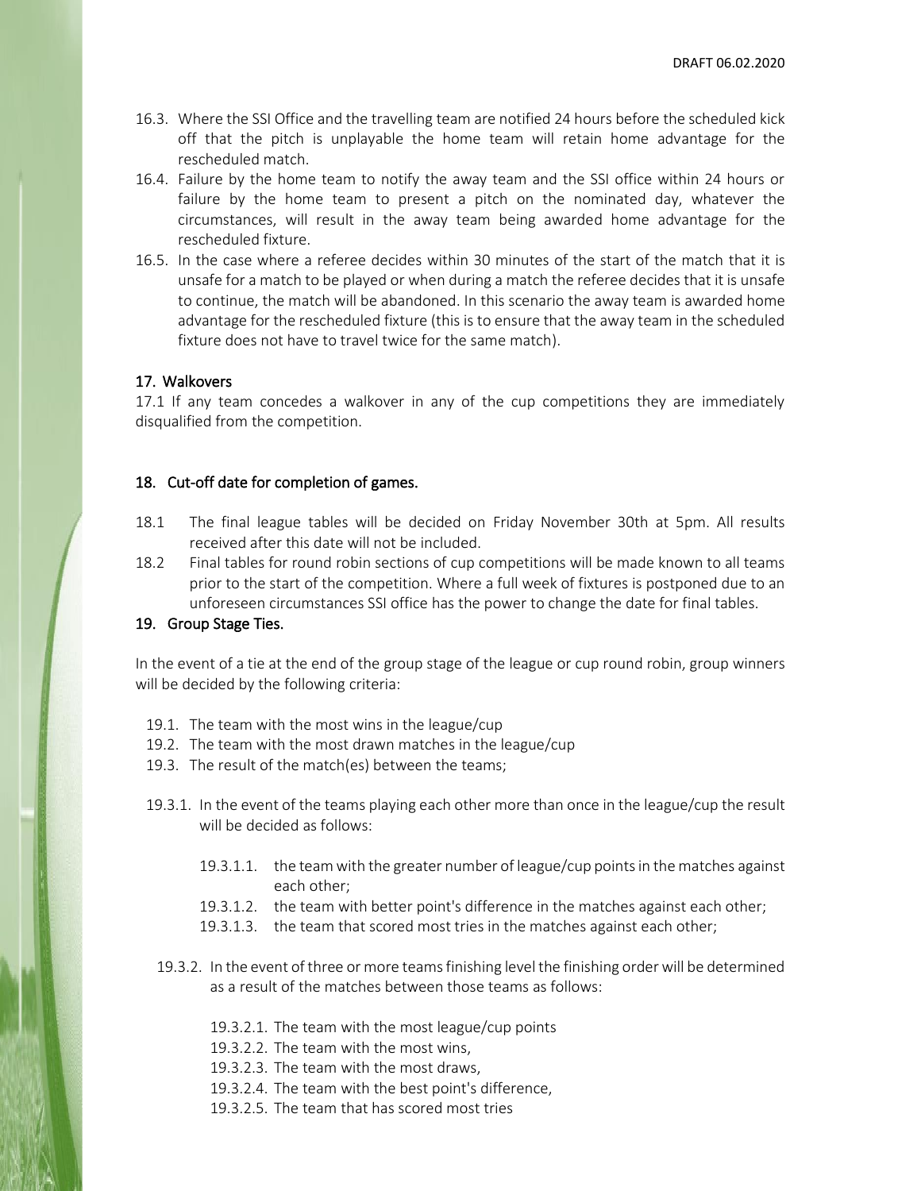16.3. Where the SSI Office and the travelling team are notified 24 hours before the scheduled kick off that the pitch is unplayable the home team will retain home advantage for the rescheduled match.

16.4. Failure by the home team to notify the away team and the SSI office within 24 hours or failure by the home team to present a pitch on the nominated day, whatever the circumstances, will result in the away team being awarded home advantage for the rescheduled fixture.

16.5. In the case where a referee decides within 30 minutes of the start of the match that it is unsafe for a match to be played or when during a match the referee decides that it is unsafe to continue, the match will be abandoned. In this scenario the away team is awarded home advantage for the rescheduled fixture (this is to ensure that the away team in the scheduled fixture does not have to travel twice for the same match).

## 17. Walkovers

17.1 If any team concedes a walkover in any of the cup competitions they are immediately disqualified from the competition.

## 18. Cut-off date for completion of games.

18.1 The final league tables will be decided on Friday November 30th at 5pm. All results received after this date will not be included.

18.2 Final tables for round robin sections of cup competitions will be made known to all teams prior to the start of the competition. Where a full week of fixtures is postponed due to an unforeseen circumstances SSI office has the power to change the date for final tables.

## 19. Group Stage Ties.

In the event of a tie at the end of the group stage of the league or cup round robin, group winners will be decided by the following criteria:

19.1. The team with the most wins in the league/cup

19.2. The team with the most drawn matches in the league/cup

19.3. The result of the match(es) between the teams;

19.3.1. In the event of the teams playing each other more than once in the league/cup the result will be decided as follows:

19.3.1.1. the team with the greater number of league/cup points in the matches against each other;

19.3.1.2. the team with better point's difference in the matches against each other;

19.3.1.3. the team that scored most tries in the matches against each other;

19.3.2. In the event of three or more teams finishing level the finishing order will be determined as a result of the matches between those teams as follows:

19.3.2.1. The team with the most league/cup points

19.3.2.2. The team with the most wins,

19.3.2.3. The team with the most draws,

19.3.2.4. The team with the best point's difference,

19.3.2.5. The team that has scored most tries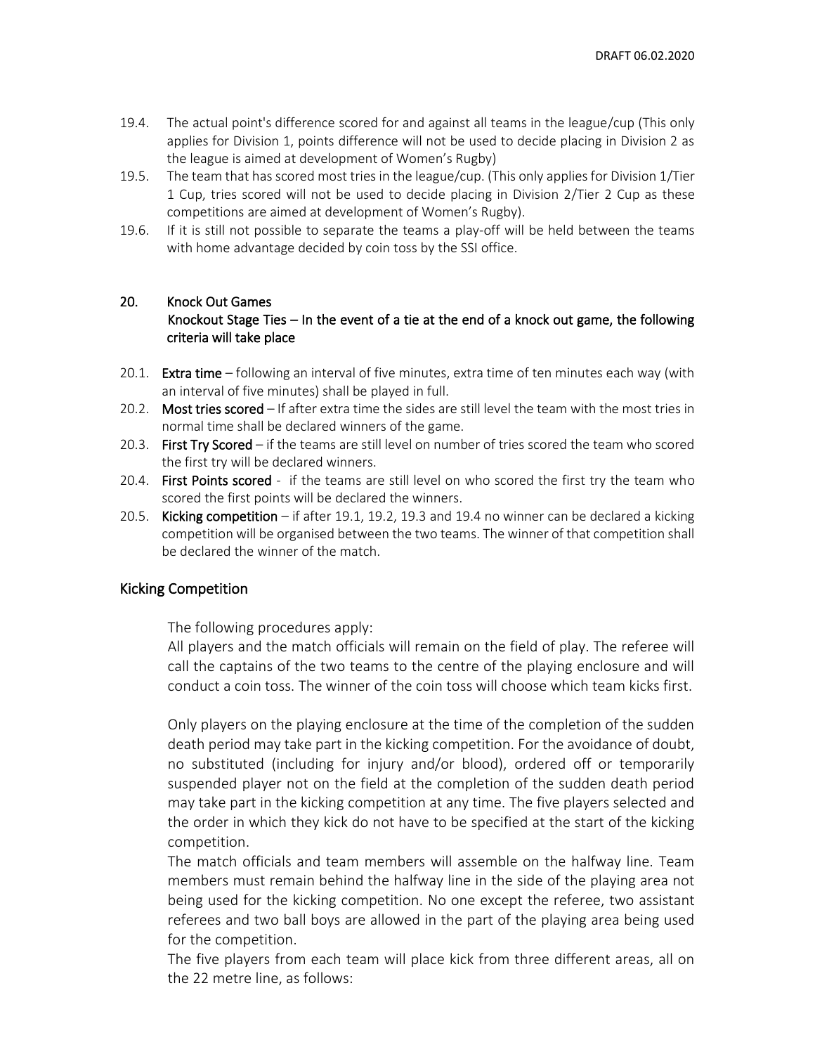19.4. The actual point's difference scored for and against all teams in the league/cup (This only applies for Division 1, points difference will not be used to decide placing in Division 2 as the league is aimed at development of Women's Rugby)

19.5. The team that has scored most tries in the league/cup. (This only applies for Division 1/Tier 1 Cup, tries scored will not be used to decide placing in Division 2/Tier 2 Cup as these competitions are aimed at development of Women's Rugby).

19.6. If it is still not possible to separate the teams a play-off will be held between the teams with home advantage decided by coin toss by the SSI office.

## 20. Knock Out Games

**Knockout Stage Ties – In the event of a tie at the end of a knock out game, the following criteria will take place**

20.1. **Extra time** – following an interval of five minutes, extra time of ten minutes each way (with an interval of five minutes) shall be played in full.

20.2. **Most tries scored** – If after extra time the sides are still level the team with the most tries in normal time shall be declared winners of the game.

20.3. **First Try Scored** – if the teams are still level on number of tries scored the team who scored the first try will be declared winners.

20.4. **First Points scored** - if the teams are still level on who scored the first try the team who scored the first points will be declared the winners.

20.5. **Kicking competition** – if after 19.1, 19.2, 19.3 and 19.4 no winner can be declared a kicking competition will be organised between the two teams. The winner of that competition shall be declared the winner of the match.

## Kicking Competition

The following procedures apply:

All players and the match officials will remain on the field of play. The referee will call the captains of the two teams to the centre of the playing enclosure and will conduct a coin toss. The winner of the coin toss will choose which team kicks first.

Only players on the playing enclosure at the time of the completion of the sudden death period may take part in the kicking competition. For the avoidance of doubt, no substituted (including for injury and/or blood), ordered off or temporarily suspended player not on the field at the completion of the sudden death period may take part in the kicking competition at any time. The five players selected and the order in which they kick do not have to be specified at the start of the kicking competition.

The match officials and team members will assemble on the halfway line. Team members must remain behind the halfway line in the side of the playing area not being used for the kicking competition. No one except the referee, two assistant referees and two ball boys are allowed in the part of the playing area being used for the competition.

The five players from each team will place kick from three different areas, all on the 22 metre line, as follows: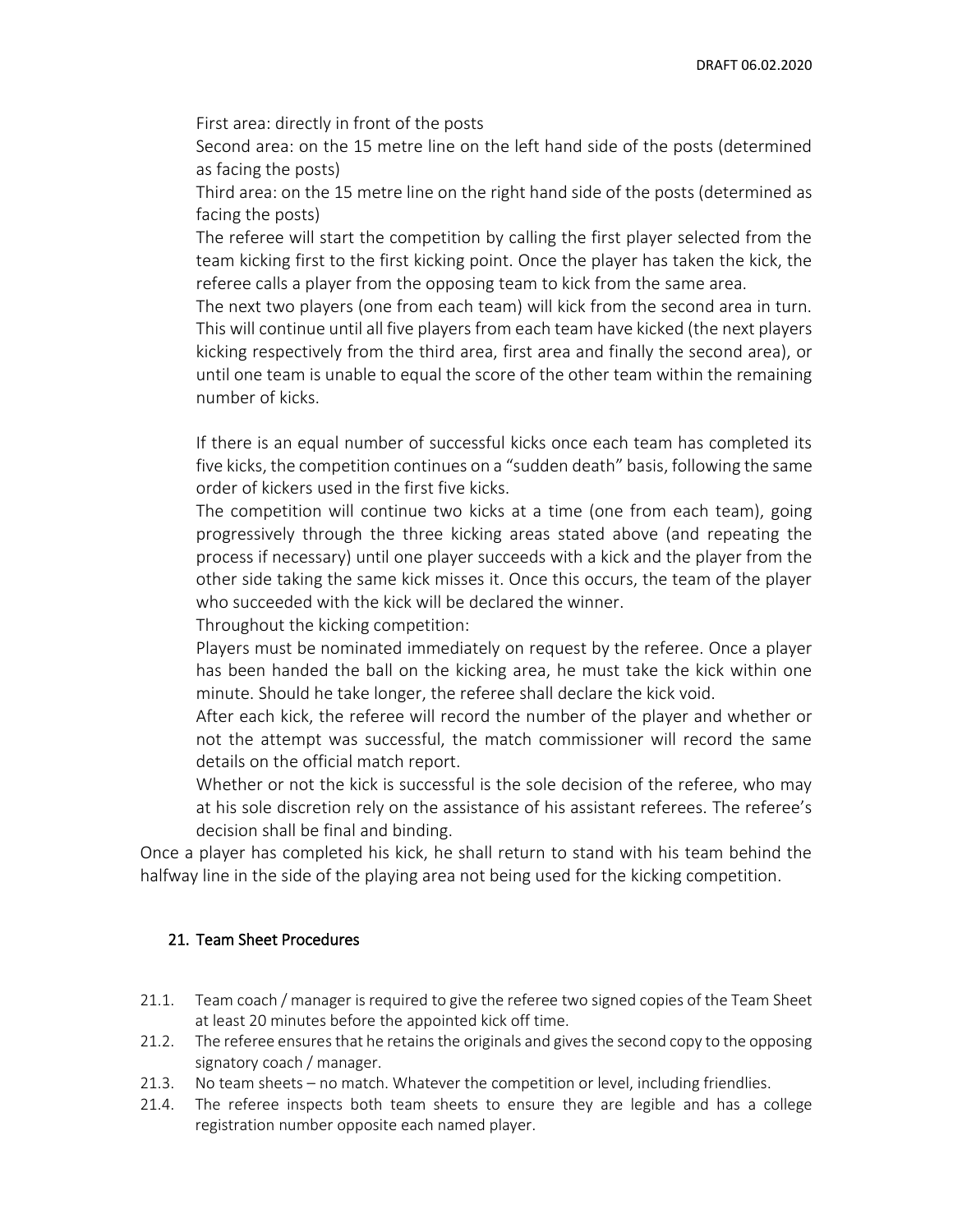First area: directly in front of the posts

Second area: on the 15 metre line on the left hand side of the posts (determined as facing the posts)

Third area: on the 15 metre line on the right hand side of the posts (determined as facing the posts)

The referee will start the competition by calling the first player selected from the team kicking first to the first kicking point. Once the player has taken the kick, the referee calls a player from the opposing team to kick from the same area.

The next two players (one from each team) will kick from the second area in turn. This will continue until all five players from each team have kicked (the next players kicking respectively from the third area, first area and finally the second area), or until one team is unable to equal the score of the other team within the remaining number of kicks.

If there is an equal number of successful kicks once each team has completed its five kicks, the competition continues on a "sudden death" basis, following the same order of kickers used in the first five kicks.

The competition will continue two kicks at a time (one from each team), going progressively through the three kicking areas stated above (and repeating the process if necessary) until one player succeeds with a kick and the player from the other side taking the same kick misses it. Once this occurs, the team of the player who succeeded with the kick will be declared the winner.

Throughout the kicking competition:

Players must be nominated immediately on request by the referee. Once a player has been handed the ball on the kicking area, he must take the kick within one minute. Should he take longer, the referee shall declare the kick void.

After each kick, the referee will record the number of the player and whether or not the attempt was successful, the match commissioner will record the same details on the official match report.

Whether or not the kick is successful is the sole decision of the referee, who may at his sole discretion rely on the assistance of his assistant referees. The referee's decision shall be final and binding.

Once a player has completed his kick, he shall return to stand with his team behind the halfway line in the side of the playing area not being used for the kicking competition.

## 21. Team Sheet Procedures

21.1. Team coach / manager is required to give the referee two signed copies of the Team Sheet at least 20 minutes before the appointed kick off time.

21.2. The referee ensures that he retains the originals and gives the second copy to the opposing signatory coach / manager.

21.3. No team sheets – no match. Whatever the competition or level, including friendlies.

21.4. The referee inspects both team sheets to ensure they are legible and has a college registration number opposite each named player.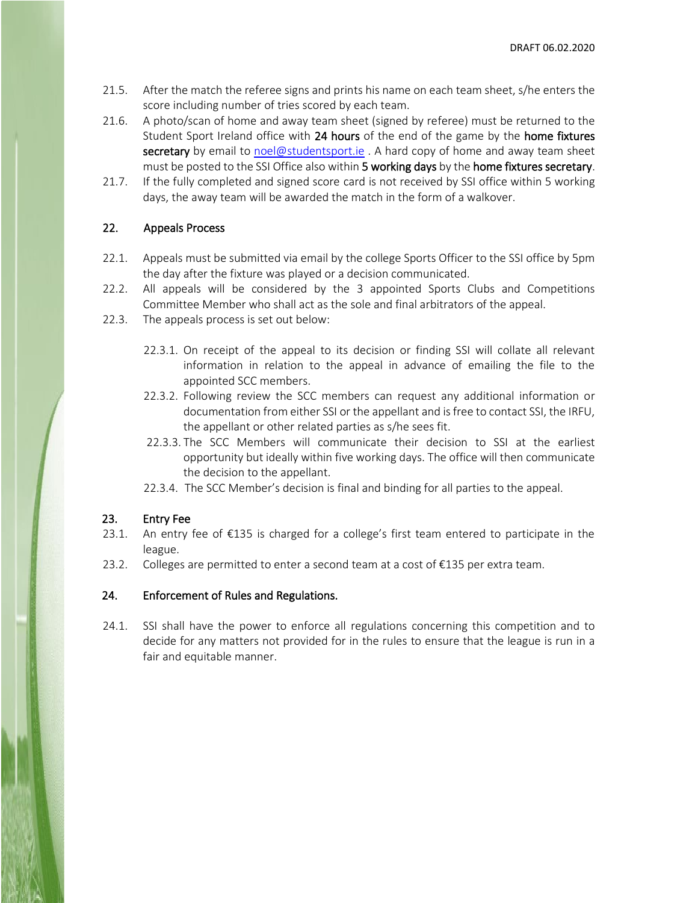21.5. After the match the referee signs and prints his name on each team sheet, s/he enters the score including number of tries scored by each team.

21.6. A photo/scan of home and away team sheet (signed by referee) must be returned to the Student Sport Ireland office with **24 hours** of the end of the game by the **home fixtures secretary** by email to noel@studentsport.ie . A hard copy of home and away team sheet must be posted to the SSI Office also within **5 working days** by the **home fixtures secretary**.

21.7. If the fully completed and signed score card is not received by SSI office within 5 working days, the away team will be awarded the match in the form of a walkover.

## 22. Appeals Process

22.1. Appeals must be submitted via email by the college Sports Officer to the SSI office by 5pm the day after the fixture was played or a decision communicated.

22.2. All appeals will be considered by the 3 appointed Sports Clubs and Competitions Committee Member who shall act as the sole and final arbitrators of the appeal.

22.3. The appeals process is set out below:

22.3.1. On receipt of the appeal to its decision or finding SSI will collate all relevant information in relation to the appeal in advance of emailing the file to the appointed SCC members.

22.3.2. Following review the SCC members can request any additional information or documentation from either SSI or the appellant and is free to contact SSI, the IRFU, the appellant or other related parties as s/he sees fit.

22.3.3. The SCC Members will communicate their decision to SSI at the earliest opportunity but ideally within five working days. The office will then communicate the decision to the appellant.

22.3.4. The SCC Member's decision is final and binding for all parties to the appeal.

## 23. Entry Fee

23.1. An entry fee of €135 is charged for a college's first team entered to participate in the league.

23.2. Colleges are permitted to enter a second team at a cost of €135 per extra team.

## 24. Enforcement of Rules and Regulations.

24.1. SSI shall have the power to enforce all regulations concerning this competition and to decide for any matters not provided for in the rules to ensure that the league is run in a fair and equitable manner.